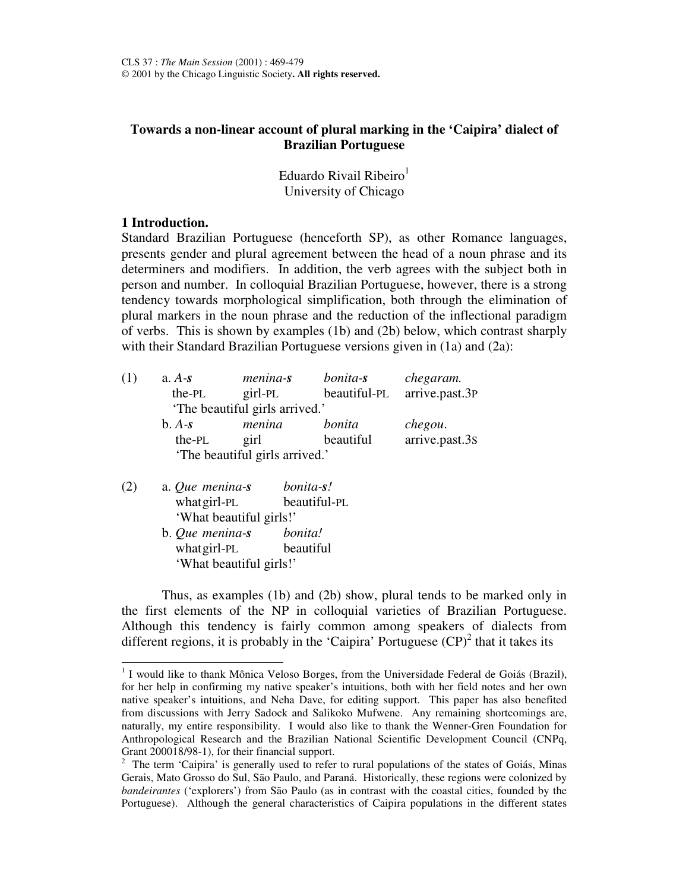CLS 37 : *The Main Session* (2001) : 469-479
© 2001 by the Chicago Linguistic Society. **All rights reserved.**

# Towards a non-linear account of plural marking in the 'Caipira' dialect of Brazilian Portuguese

Eduardo Rivail Ribeiro[1]
University of Chicago

## 1 Introduction.

Standard Brazilian Portuguese (henceforth SP), as other Romance languages, presents gender and plural agreement between the head of a noun phrase and its determiners and modifiers. In addition, the verb agrees with the subject both in person and number. In colloquial Brazilian Portuguese, however, there is a strong tendency towards morphological simplification, both through the elimination of plural markers in the noun phrase and the reduction of the inflectional paradigm of verbs. This is shown by examples (1b) and (2b) below, which contrast sharply with their Standard Brazilian Portuguese versions given in (1a) and (2a):

(1) a. *A-**s*** *menina-**s*** *bonita-**s*** *chegaram.*
the-PL girl-PL beautiful-PL arrive.past.3P
'The beautiful girls arrived.'

b. *A-**s*** *menina* *bonita* *chegou.*
the-PL girl beautiful arrive.past.3S
'The beautiful girls arrived.'

(2) a. *Que menina-**s*** *bonita-**s**!*
what girl-PL beautiful-PL
'What beautiful girls!'

b. *Que menina-**s*** *bonita!*
what girl-PL beautiful
'What beautiful girls!'

Thus, as examples (1b) and (2b) show, plural tends to be marked only in the first elements of the NP in colloquial varieties of Brazilian Portuguese. Although this tendency is fairly common among speakers of dialects from different regions, it is probably in the 'Caipira' Portuguese (CP)[2] that it takes its

---

[1] I would like to thank Mônica Veloso Borges, from the Universidade Federal de Goiás (Brazil), for her help in confirming my native speaker's intuitions, both with her field notes and her own native speaker's intuitions, and Neha Dave, for editing support. This paper has also benefited from discussions with Jerry Sadock and Salikoko Mufwene. Any remaining shortcomings are, naturally, my entire responsibility. I would also like to thank the Wenner-Gren Foundation for Anthropological Research and the Brazilian National Scientific Development Council (CNPq, Grant 200018/98-1), for their financial support.

[2] The term 'Caipira' is generally used to refer to rural populations of the states of Goiás, Minas Gerais, Mato Grosso do Sul, São Paulo, and Paraná. Historically, these regions were colonized by *bandeirantes* ('explorers') from São Paulo (as in contrast with the coastal cities, founded by the Portuguese). Although the general characteristics of Caipira populations in the different states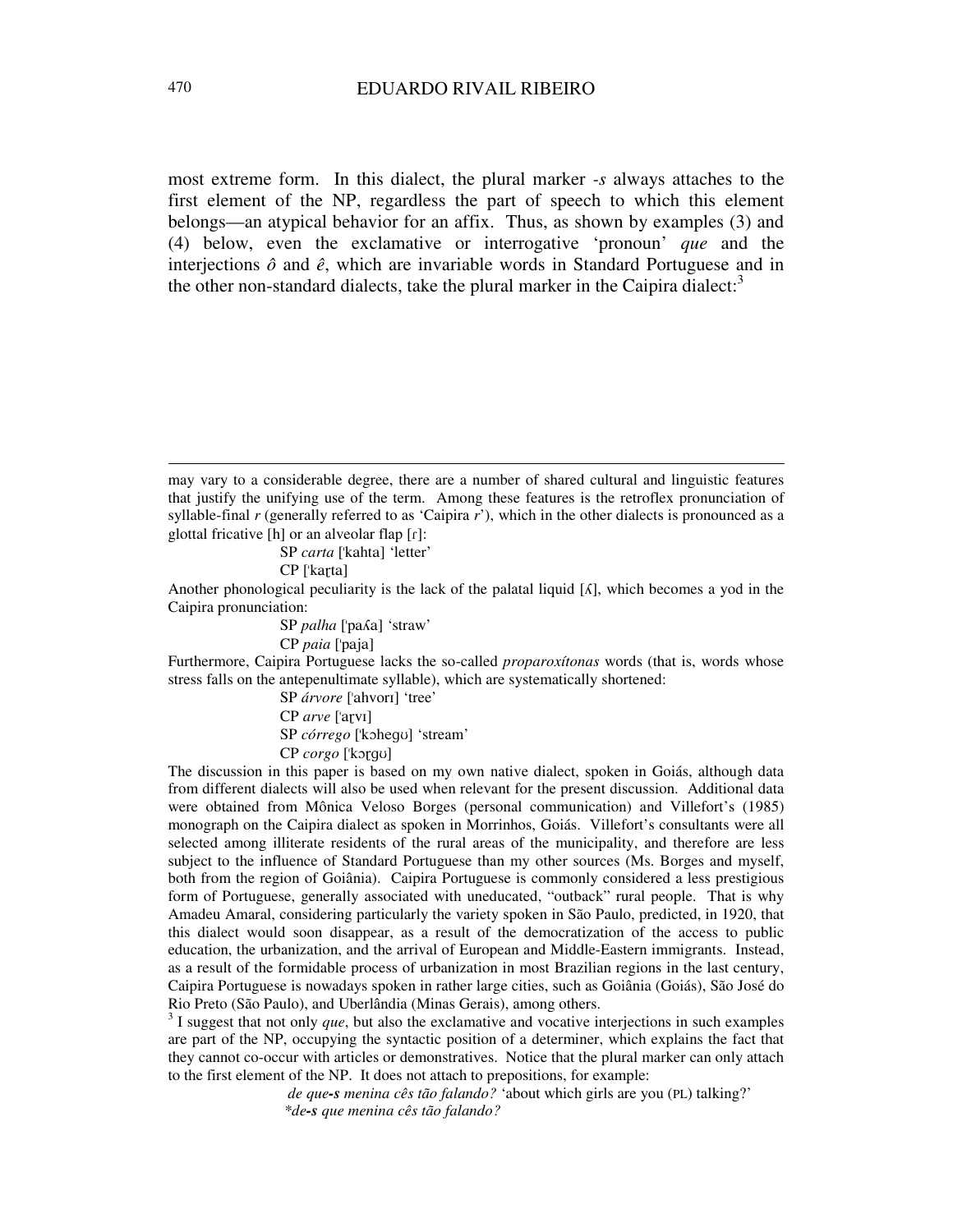most extreme form. In this dialect, the plural marker *-s* always attaches to the first element of the NP, regardless the part of speech to which this element belongs—an atypical behavior for an affix. Thus, as shown by examples (3) and (4) below, even the exclamative or interrogative 'pronoun' *que* and the interjections *ô* and *ê*, which are invariable words in Standard Portuguese and in the other non-standard dialects, take the plural marker in the Caipira dialect:[3]

---

may vary to a considerable degree, there are a number of shared cultural and linguistic features that justify the unifying use of the term. Among these features is the retroflex pronunciation of syllable-final *r* (generally referred to as 'Caipira *r*'), which in the other dialects is pronounced as a glottal fricative [h] or an alveolar flap [ɾ]:

> SP *carta* [ˈkahta] 'letter'
> CP [ˈkaɽta]

Another phonological peculiarity is the lack of the palatal liquid [ʎ], which becomes a yod in the Caipira pronunciation:

> SP *palha* [ˈpaʎa] 'straw'
> CP *paia* [ˈpaja]

Furthermore, Caipira Portuguese lacks the so-called *proparoxítonas* words (that is, words whose stress falls on the antepenultimate syllable), which are systematically shortened:

> SP *árvore* [ˈahvorɪ] 'tree'
> CP *arve* [ˈaɽvɪ]
> SP *córrego* [ˈkɔhegʊ] 'stream'
> CP *corgo* [ˈkɔɽgʊ]

The discussion in this paper is based on my own native dialect, spoken in Goiás, although data from different dialects will also be used when relevant for the present discussion. Additional data were obtained from Mônica Veloso Borges (personal communication) and Villefort's (1985) monograph on the Caipira dialect as spoken in Morrinhos, Goiás. Villefort's consultants were all selected among illiterate residents of the rural areas of the municipality, and therefore are less subject to the influence of Standard Portuguese than my other sources (Ms. Borges and myself, both from the region of Goiânia). Caipira Portuguese is commonly considered a less prestigious form of Portuguese, generally associated with uneducated, "outback" rural people. That is why Amadeu Amaral, considering particularly the variety spoken in São Paulo, predicted, in 1920, that this dialect would soon disappear, as a result of the democratization of the access to public education, the urbanization, and the arrival of European and Middle-Eastern immigrants. Instead, as a result of the formidable process of urbanization in most Brazilian regions in the last century, Caipira Portuguese is nowadays spoken in rather large cities, such as Goiânia (Goiás), São José do Rio Preto (São Paulo), and Uberlândia (Minas Gerais), among others.

[3] I suggest that not only *que*, but also the exclamative and vocative interjections in such examples are part of the NP, occupying the syntactic position of a determiner, which explains the fact that they cannot co-occur with articles or demonstratives. Notice that the plural marker can only attach to the first element of the NP. It does not attach to prepositions, for example:

> *de que-**s** menina cês tão falando?* 'about which girls are you (PL) talking?'
> *\*de-**s** que menina cês tão falando?*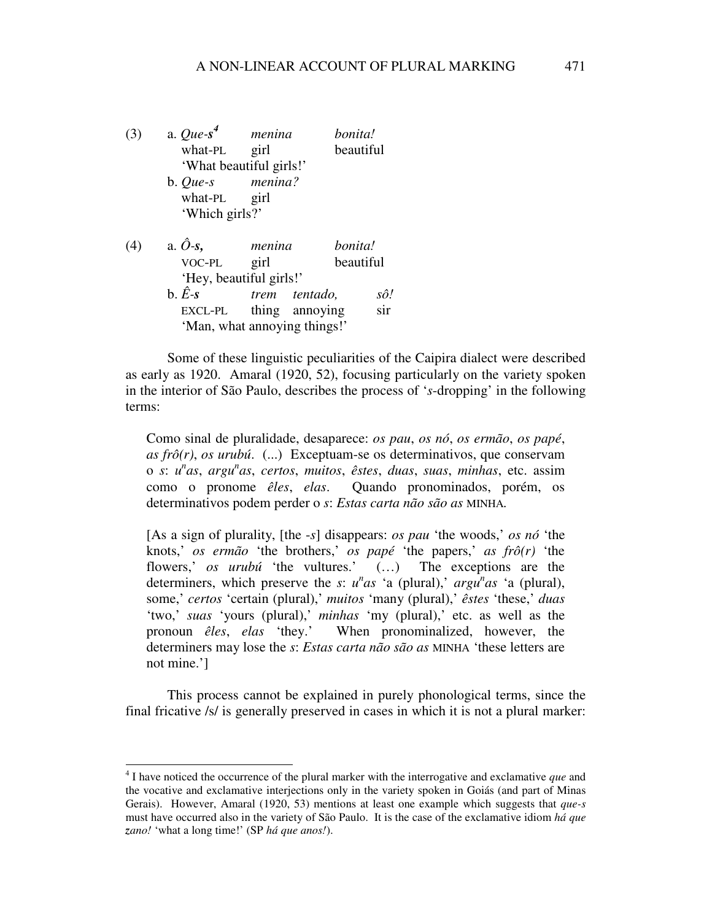(3) a. *Que-**s***[4] *menina* *bonita!*
what-PL girl beautiful
'What beautiful girls!'

b. *Que-s* *menina?*
what-PL girl
'Which girls?'

(4) a. ***Ô-s,*** *menina* *bonita!*
VOC-PL girl beautiful
'Hey, beautiful girls!'

b. ***Ê-s*** *trem* *tentado,* *sô!*
EXCL-PL thing annoying sir
'Man, what annoying things!'

Some of these linguistic peculiarities of the Caipira dialect were described as early as 1920. Amaral (1920, 52), focusing particularly on the variety spoken in the interior of São Paulo, describes the process of '*s*-dropping' in the following terms:

> Como sinal de pluralidade, desaparece: *os pau*, *os nó*, *os ermão*, *os papé*, *as frô(r)*, *os urubú*. (...) Exceptuam-se os determinativos, que conservam o *s*: *u*[n]*as*, *argu*[n]*as*, *certos*, *muitos*, *êstes*, *duas*, *suas*, *minhas*, etc. assim como o pronome *êles*, *elas*. Quando pronominados, porém, os determinativos podem perder o *s*: *Estas carta não são as* MINHA.
>
> [As a sign of plurality, [the -*s*] disappears: *os pau* 'the woods,' *os nó* 'the knots,' *os ermão* 'the brothers,' *os papé* 'the papers,' *as frô(r)* 'the flowers,' *os urubú* 'the vultures.' (…) The exceptions are the determiners, which preserve the *s*: *u*[n]*as* 'a (plural),' *argu*[n]*as* 'a (plural), some,' *certos* 'certain (plural),' *muitos* 'many (plural),' *êstes* 'these,' *duas* 'two,' *suas* 'yours (plural),' *minhas* 'my (plural),' etc. as well as the pronoun *êles*, *elas* 'they.' When pronominalized, however, the determiners may lose the *s*: *Estas carta não são as* MINHA 'these letters are not mine.']

This process cannot be explained in purely phonological terms, since the final fricative /s/ is generally preserved in cases in which it is not a plural marker:

---

[4] I have noticed the occurrence of the plural marker with the interrogative and exclamative *que* and the vocative and exclamative interjections only in the variety spoken in Goiás (and part of Minas Gerais). However, Amaral (1920, 53) mentions at least one example which suggests that *que-s* must have occurred also in the variety of São Paulo. It is the case of the exclamative idiom *há que zano!* 'what a long time!' (SP *há que anos!*).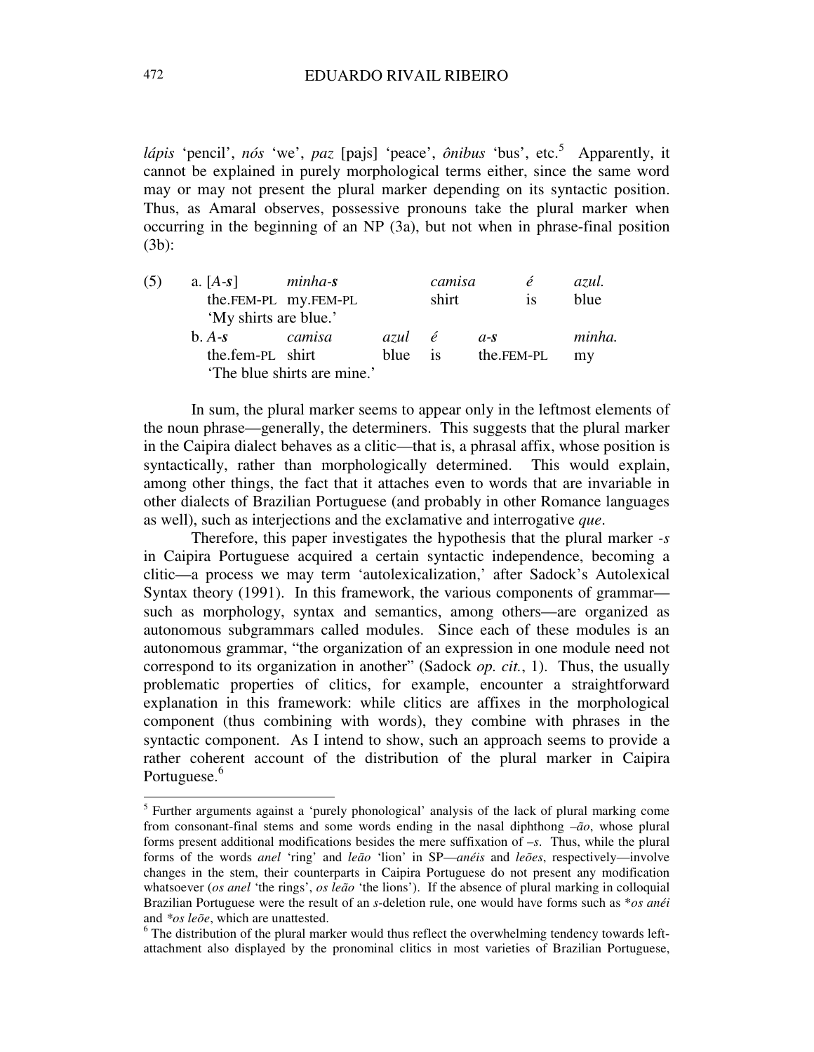*lápis* 'pencil', *nós* 'we', *paz* [pajs] 'peace', *ônibus* 'bus', etc.[5] Apparently, it cannot be explained in purely morphological terms either, since the same word may or may not present the plural marker depending on its syntactic position. Thus, as Amaral observes, possessive pronouns take the plural marker when occurring in the beginning of an NP (3a), but not when in phrase-final position (3b):

(5)
a. [*A-**s***] *minha-**s*** *camisa* *é* *azul.*
   the.FEM-PL my.FEM-PL shirt is blue
   'My shirts are blue.'

b. *A-**s*** *camisa* *azul* *é* *a-**s*** *minha.*
   the.fem-PL shirt blue is the.FEM-PL my
   'The blue shirts are mine.'

In sum, the plural marker seems to appear only in the leftmost elements of the noun phrase—generally, the determiners. This suggests that the plural marker in the Caipira dialect behaves as a clitic—that is, a phrasal affix, whose position is syntactically, rather than morphologically determined. This would explain, among other things, the fact that it attaches even to words that are invariable in other dialects of Brazilian Portuguese (and probably in other Romance languages as well), such as interjections and the exclamative and interrogative *que*.

Therefore, this paper investigates the hypothesis that the plural marker *-s* in Caipira Portuguese acquired a certain syntactic independence, becoming a clitic—a process we may term 'autolexicalization,' after Sadock's Autolexical Syntax theory (1991). In this framework, the various components of grammar—such as morphology, syntax and semantics, among others—are organized as autonomous subgrammars called modules. Since each of these modules is an autonomous grammar, "the organization of an expression in one module need not correspond to its organization in another" (Sadock *op. cit.*, 1). Thus, the usually problematic properties of clitics, for example, encounter a straightforward explanation in this framework: while clitics are affixes in the morphological component (thus combining with words), they combine with phrases in the syntactic component. As I intend to show, such an approach seems to provide a rather coherent account of the distribution of the plural marker in Caipira Portuguese.[6]

---

[5] Further arguments against a 'purely phonological' analysis of the lack of plural marking come from consonant-final stems and some words ending in the nasal diphthong *–ão*, whose plural forms present additional modifications besides the mere suffixation of *–s*. Thus, while the plural forms of the words *anel* 'ring' and *leão* 'lion' in SP—*anéis* and *leões*, respectively—involve changes in the stem, their counterparts in Caipira Portuguese do not present any modification whatsoever (*os anel* 'the rings', *os leão* 'the lions'). If the absence of plural marking in colloquial Brazilian Portuguese were the result of an *s*-deletion rule, one would have forms such as \**os anéi* and \**os leõe*, which are unattested.

[6] The distribution of the plural marker would thus reflect the overwhelming tendency towards left-attachment also displayed by the pronominal clitics in most varieties of Brazilian Portuguese,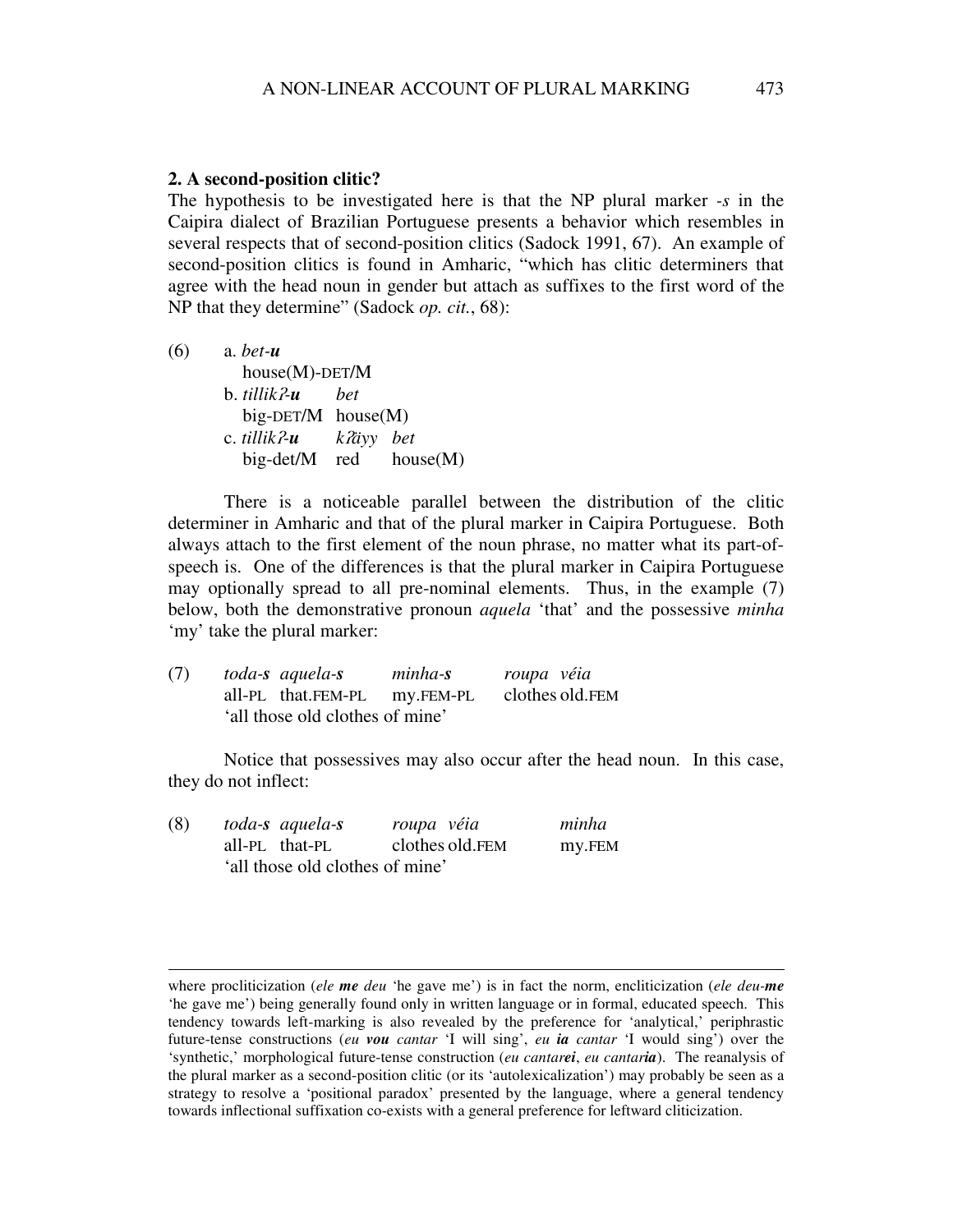## 2. A second-position clitic?

The hypothesis to be investigated here is that the NP plural marker *-s* in the Caipira dialect of Brazilian Portuguese presents a behavior which resembles in several respects that of second-position clitics (Sadock 1991, 67). An example of second-position clitics is found in Amharic, "which has clitic determiners that agree with the head noun in gender but attach as suffixes to the first word of the NP that they determine" (Sadock *op. cit.*, 68):

(6) a. *bet-**u***
    house(M)-DET/M
  b. *tillikʔ-**u*** *bet*
    big-DET/M house(M)
  c. *tillikʔ-**u*** *kʔäyy* *bet*
    big-det/M red house(M)

There is a noticeable parallel between the distribution of the clitic determiner in Amharic and that of the plural marker in Caipira Portuguese. Both always attach to the first element of the noun phrase, no matter what its part-of-speech is. One of the differences is that the plural marker in Caipira Portuguese may optionally spread to all pre-nominal elements. Thus, in the example (7) below, both the demonstrative pronoun *aquela* 'that' and the possessive *minha* 'my' take the plural marker:

(7) *toda-**s*** *aquela-**s*** *minha-**s*** *roupa véia*
  all-PL that.FEM-PL my.FEM-PL clothes old.FEM
  'all those old clothes of mine'

Notice that possessives may also occur after the head noun. In this case, they do not inflect:

(8) *toda-**s*** *aquela-**s*** *roupa véia* *minha*
  all-PL that-PL clothes old.FEM my.FEM
  'all those old clothes of mine'

---

where procliticization (*ele **me** deu* 'he gave me') is in fact the norm, encliticization (*ele deu-**me*** 'he gave me') being generally found only in written language or in formal, educated speech. This tendency towards left-marking is also revealed by the preference for 'analytical,' periphrastic future-tense constructions (*eu **vou** cantar* 'I will sing', *eu **ia** cantar* 'I would sing') over the 'synthetic,' morphological future-tense construction (*eu cantar**ei***, *eu cantar**ia***). The reanalysis of the plural marker as a second-position clitic (or its 'autolexicalization') may probably be seen as a strategy to resolve a 'positional paradox' presented by the language, where a general tendency towards inflectional suffixation co-exists with a general preference for leftward cliticization.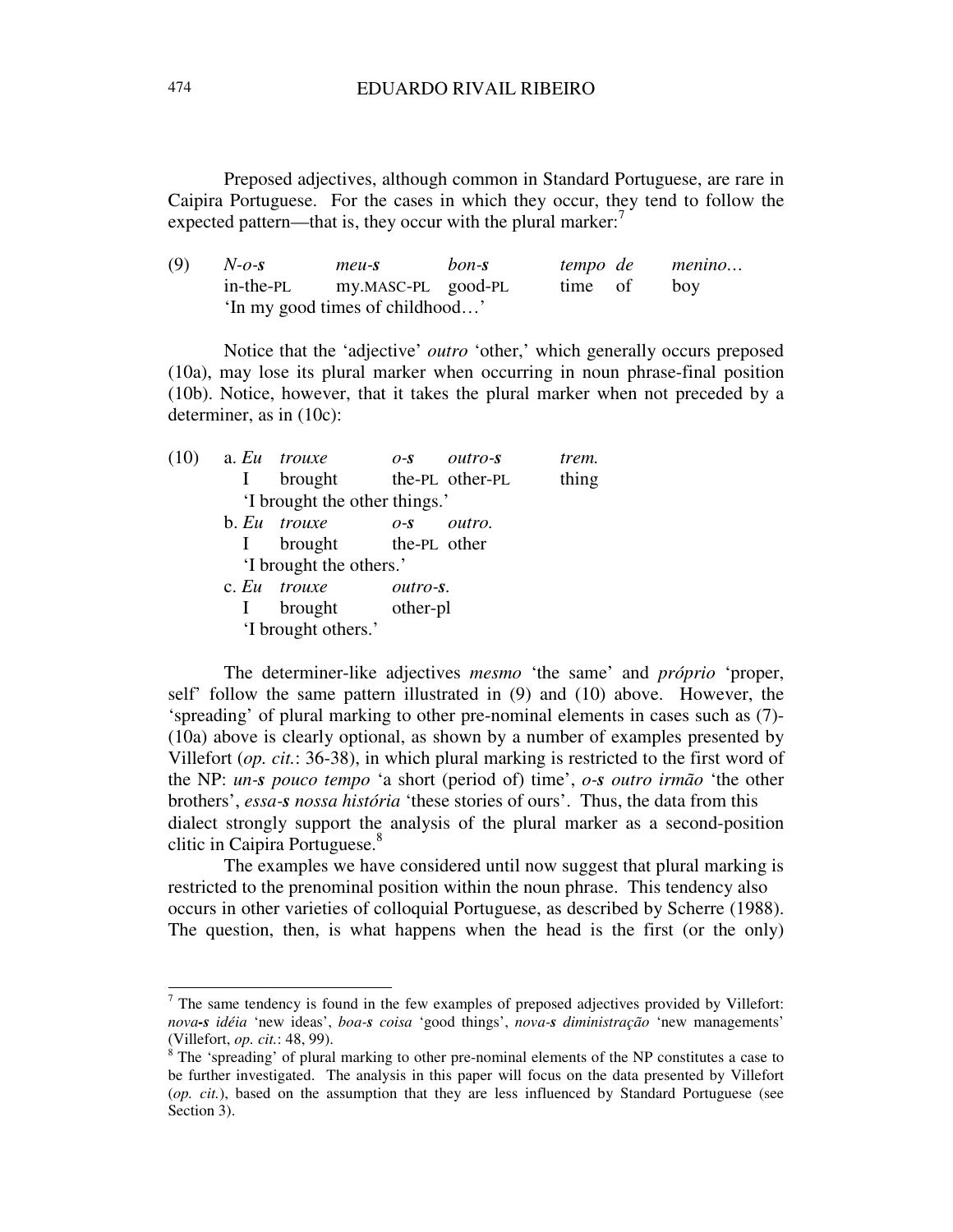Preposed adjectives, although common in Standard Portuguese, are rare in Caipira Portuguese. For the cases in which they occur, they tend to follow the expected pattern—that is, they occur with the plural marker:[7]

(9)

| *N-o-**s*** | *meu-**s*** | *bon-**s*** | *tempo* | *de* | *menino…* |
|---|---|---|---|---|---|
| in-the-PL | my.MASC-PL | good-PL | time | of | boy |

'In my good times of childhood…'

Notice that the 'adjective' *outro* 'other,' which generally occurs preposed (10a), may lose its plural marker when occurring in noun phrase-final position (10b). Notice, however, that it takes the plural marker when not preceded by a determiner, as in (10c):

(10)

a.

| *Eu* | *trouxe* | *o-**s*** | *outro-**s*** | *trem.* |
|---|---|---|---|---|
| I | brought | the-PL | other-PL | thing |

'I brought the other things.'

b.

| *Eu* | *trouxe* | *o-**s*** | *outro.* |
|---|---|---|---|
| I | brought | the-PL | other |

'I brought the others.'

c.

| *Eu* | *trouxe* | *outro-**s**.* |
|---|---|---|
| I | brought | other-pl |

'I brought others.'

The determiner-like adjectives *mesmo* 'the same' and *próprio* 'proper, self' follow the same pattern illustrated in (9) and (10) above. However, the 'spreading' of plural marking to other pre-nominal elements in cases such as (7)-(10a) above is clearly optional, as shown by a number of examples presented by Villefort (*op. cit.*: 36-38), in which plural marking is restricted to the first word of the NP: *un-**s** pouco tempo* 'a short (period of) time', *o-**s** outro irmão* 'the other brothers', *essa-**s** nossa história* 'these stories of ours'. Thus, the data from this dialect strongly support the analysis of the plural marker as a second-position clitic in Caipira Portuguese.[8]

The examples we have considered until now suggest that plural marking is restricted to the prenominal position within the noun phrase. This tendency also occurs in other varieties of colloquial Portuguese, as described by Scherre (1988). The question, then, is what happens when the head is the first (or the only)

---

[7] The same tendency is found in the few examples of preposed adjectives provided by Villefort: *nova-**s** idéia* 'new ideas', *boa-**s** coisa* 'good things', *nova-**s** diministração* 'new managements' (Villefort, *op. cit.*: 48, 99).

[8] The 'spreading' of plural marking to other pre-nominal elements of the NP constitutes a case to be further investigated. The analysis in this paper will focus on the data presented by Villefort (*op. cit.*), based on the assumption that they are less influenced by Standard Portuguese (see Section 3).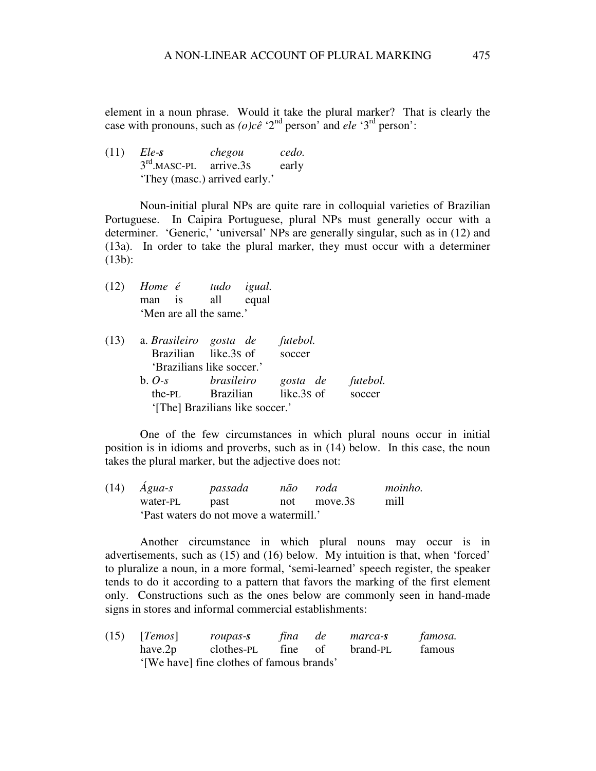element in a noun phrase. Would it take the plural marker? That is clearly the case with pronouns, such as *(o)cê* '2nd person' and *ele* '3rd person':

(11) *Ele-**s*** *chegou* *cedo.*
3rd.MASC-PL arrive.3S early
'They (masc.) arrived early.'

Noun-initial plural NPs are quite rare in colloquial varieties of Brazilian Portuguese. In Caipira Portuguese, plural NPs must generally occur with a determiner. 'Generic,' 'universal' NPs are generally singular, such as in (12) and (13a). In order to take the plural marker, they must occur with a determiner (13b):

(12) *Home é tudo igual.*
man is all equal
'Men are all the same.'

(13) a. *Brasileiro gosta de futebol.*
Brazilian like.3S of soccer
'Brazilians like soccer.'
b. *O-s brasileiro gosta de futebol.*
the-PL Brazilian like.3S of soccer
'[The] Brazilians like soccer.'

One of the few circumstances in which plural nouns occur in initial position is in idioms and proverbs, such as in (14) below. In this case, the noun takes the plural marker, but the adjective does not:

(14) *Água-s passada não roda moinho.*
water-PL past not move.3S mill
'Past waters do not move a watermill.'

Another circumstance in which plural nouns may occur is in advertisements, such as (15) and (16) below. My intuition is that, when 'forced' to pluralize a noun, in a more formal, 'semi-learned' speech register, the speaker tends to do it according to a pattern that favors the marking of the first element only. Constructions such as the ones below are commonly seen in hand-made signs in stores and informal commercial establishments:

(15) [*Temos*] *roupas-**s*** *fina de marca-**s*** *famosa.*
have.2p clothes-PL fine of brand-PL famous
'[We have] fine clothes of famous brands'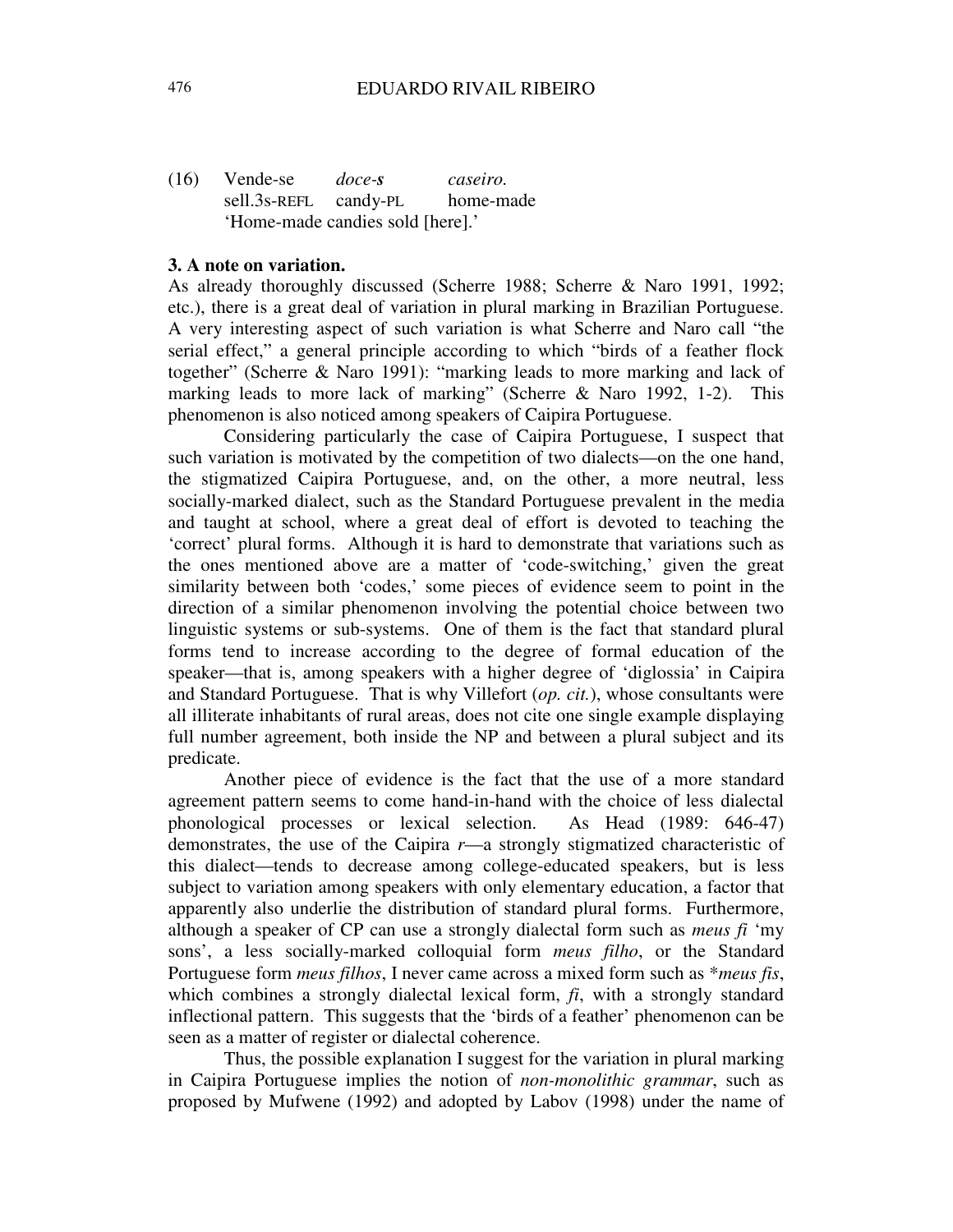(16) Vende-se *doce-**s*** *caseiro.*
     sell.3s-REFL candy-PL home-made
     'Home-made candies sold [here].'

**3. A note on variation.**

As already thoroughly discussed (Scherre 1988; Scherre & Naro 1991, 1992; etc.), there is a great deal of variation in plural marking in Brazilian Portuguese. A very interesting aspect of such variation is what Scherre and Naro call "the serial effect," a general principle according to which "birds of a feather flock together" (Scherre & Naro 1991): "marking leads to more marking and lack of marking leads to more lack of marking" (Scherre & Naro 1992, 1-2). This phenomenon is also noticed among speakers of Caipira Portuguese.

Considering particularly the case of Caipira Portuguese, I suspect that such variation is motivated by the competition of two dialects—on the one hand, the stigmatized Caipira Portuguese, and, on the other, a more neutral, less socially-marked dialect, such as the Standard Portuguese prevalent in the media and taught at school, where a great deal of effort is devoted to teaching the 'correct' plural forms. Although it is hard to demonstrate that variations such as the ones mentioned above are a matter of 'code-switching,' given the great similarity between both 'codes,' some pieces of evidence seem to point in the direction of a similar phenomenon involving the potential choice between two linguistic systems or sub-systems. One of them is the fact that standard plural forms tend to increase according to the degree of formal education of the speaker—that is, among speakers with a higher degree of 'diglossia' in Caipira and Standard Portuguese. That is why Villefort (*op. cit.*), whose consultants were all illiterate inhabitants of rural areas, does not cite one single example displaying full number agreement, both inside the NP and between a plural subject and its predicate.

Another piece of evidence is the fact that the use of a more standard agreement pattern seems to come hand-in-hand with the choice of less dialectal phonological processes or lexical selection. As Head (1989: 646-47) demonstrates, the use of the Caipira *r*—a strongly stigmatized characteristic of this dialect—tends to decrease among college-educated speakers, but is less subject to variation among speakers with only elementary education, a factor that apparently also underlie the distribution of standard plural forms. Furthermore, although a speaker of CP can use a strongly dialectal form such as *meus fi* 'my sons', a less socially-marked colloquial form *meus filho*, or the Standard Portuguese form *meus filhos*, I never came across a mixed form such as \**meus fis*, which combines a strongly dialectal lexical form, *fi*, with a strongly standard inflectional pattern. This suggests that the 'birds of a feather' phenomenon can be seen as a matter of register or dialectal coherence.

Thus, the possible explanation I suggest for the variation in plural marking in Caipira Portuguese implies the notion of *non-monolithic grammar*, such as proposed by Mufwene (1992) and adopted by Labov (1998) under the name of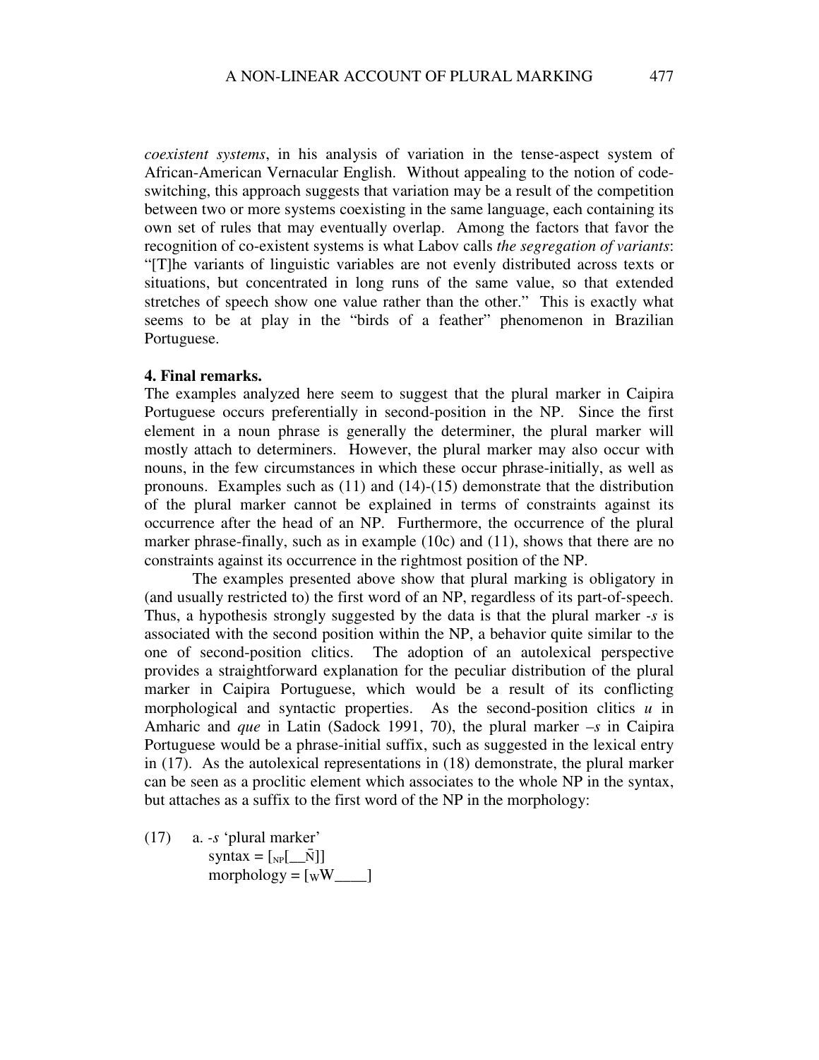*coexistent systems*, in his analysis of variation in the tense-aspect system of African-American Vernacular English. Without appealing to the notion of code-switching, this approach suggests that variation may be a result of the competition between two or more systems coexisting in the same language, each containing its own set of rules that may eventually overlap. Among the factors that favor the recognition of co-existent systems is what Labov calls *the segregation of variants*: "[T]he variants of linguistic variables are not evenly distributed across texts or situations, but concentrated in long runs of the same value, so that extended stretches of speech show one value rather than the other." This is exactly what seems to be at play in the "birds of a feather" phenomenon in Brazilian Portuguese.

**4. Final remarks.**

The examples analyzed here seem to suggest that the plural marker in Caipira Portuguese occurs preferentially in second-position in the NP. Since the first element in a noun phrase is generally the determiner, the plural marker will mostly attach to determiners. However, the plural marker may also occur with nouns, in the few circumstances in which these occur phrase-initially, as well as pronouns. Examples such as (11) and (14)-(15) demonstrate that the distribution of the plural marker cannot be explained in terms of constraints against its occurrence after the head of an NP. Furthermore, the occurrence of the plural marker phrase-finally, such as in example (10c) and (11), shows that there are no constraints against its occurrence in the rightmost position of the NP.

The examples presented above show that plural marking is obligatory in (and usually restricted to) the first word of an NP, regardless of its part-of-speech. Thus, a hypothesis strongly suggested by the data is that the plural marker *-s* is associated with the second position within the NP, a behavior quite similar to the one of second-position clitics. The adoption of an autolexical perspective provides a straightforward explanation for the peculiar distribution of the plural marker in Caipira Portuguese, which would be a result of its conflicting morphological and syntactic properties. As the second-position clitics *u* in Amharic and *que* in Latin (Sadock 1991, 70), the plural marker *–s* in Caipira Portuguese would be a phrase-initial suffix, such as suggested in the lexical entry in (17). As the autolexical representations in (18) demonstrate, the plural marker can be seen as a proclitic element which associates to the whole NP in the syntax, but attaches as a suffix to the first word of the NP in the morphology:

(17) a. *-s* 'plural marker'
syntax = $[_{NP}[\_\_\bar{N}]]$
morphology = $[_{W}W\_\_\_\_]$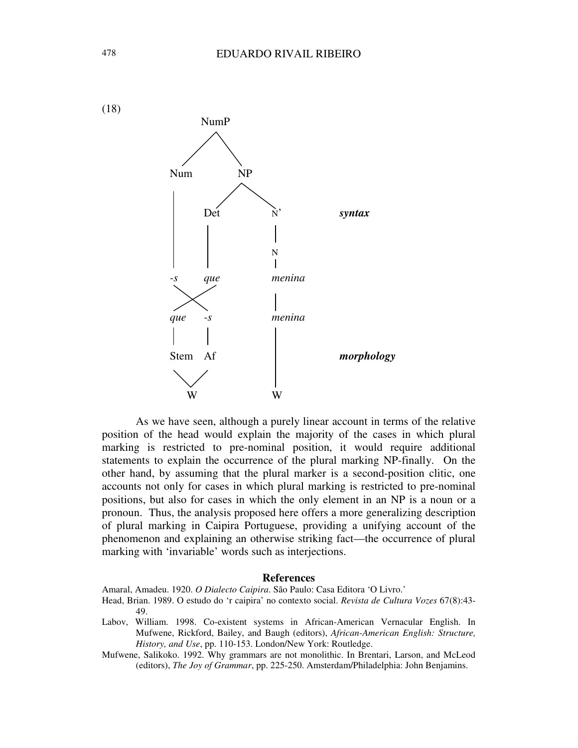(18)

```
              NumP
             /    \
          Num      NP
           |      /   \
           |    Det    N'          syntax
           |     |     |
           |     |     N
           |     |     |
          -s    que   menina
            \  /       |
             \/        |
             /\        |
          que  -s     menina
           |    |      |
          Stem  Af     |           morphology
            \  /       |
             W         W
```

As we have seen, although a purely linear account in terms of the relative position of the head would explain the majority of the cases in which plural marking is restricted to pre-nominal position, it would require additional statements to explain the occurrence of the plural marking NP-finally. On the other hand, by assuming that the plural marker is a second-position clitic, one accounts not only for cases in which plural marking is restricted to pre-nominal positions, but also for cases in which the only element in an NP is a noun or a pronoun. Thus, the analysis proposed here offers a more generalizing description of plural marking in Caipira Portuguese, providing a unifying account of the phenomenon and explaining an otherwise striking fact—the occurrence of plural marking with 'invariable' words such as interjections.

## References

Amaral, Amadeu. 1920. *O Dialecto Caipira*. São Paulo: Casa Editora 'O Livro.'

Head, Brian. 1989. O estudo do 'r caipira' no contexto social. *Revista de Cultura Vozes* 67(8):43-49.

Labov, William. 1998. Co-existent systems in African-American Vernacular English. In Mufwene, Rickford, Bailey, and Baugh (editors), *African-American English: Structure, History, and Use*, pp. 110-153. London/New York: Routledge.

Mufwene, Salikoko. 1992. Why grammars are not monolithic. In Brentari, Larson, and McLeod (editors), *The Joy of Grammar*, pp. 225-250. Amsterdam/Philadelphia: John Benjamins.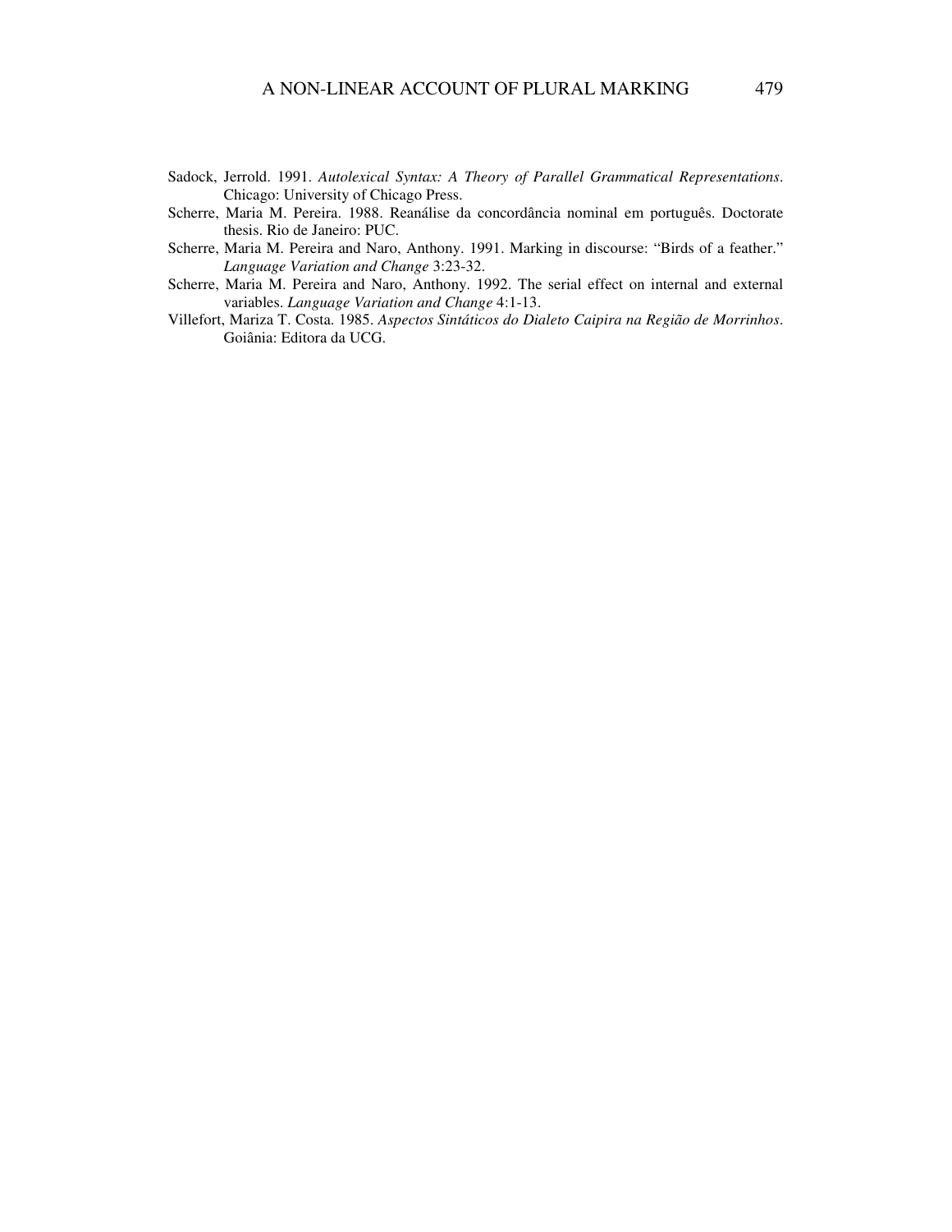Sadock, Jerrold. 1991. *Autolexical Syntax: A Theory of Parallel Grammatical Representations*. Chicago: University of Chicago Press.

Scherre, Maria M. Pereira. 1988. Reanálise da concordância nominal em português. Doctorate thesis. Rio de Janeiro: PUC.

Scherre, Maria M. Pereira and Naro, Anthony. 1991. Marking in discourse: "Birds of a feather." *Language Variation and Change* 3:23-32.

Scherre, Maria M. Pereira and Naro, Anthony. 1992. The serial effect on internal and external variables. *Language Variation and Change* 4:1-13.

Villefort, Mariza T. Costa. 1985. *Aspectos Sintáticos do Dialeto Caipira na Região de Morrinhos*. Goiânia: Editora da UCG.